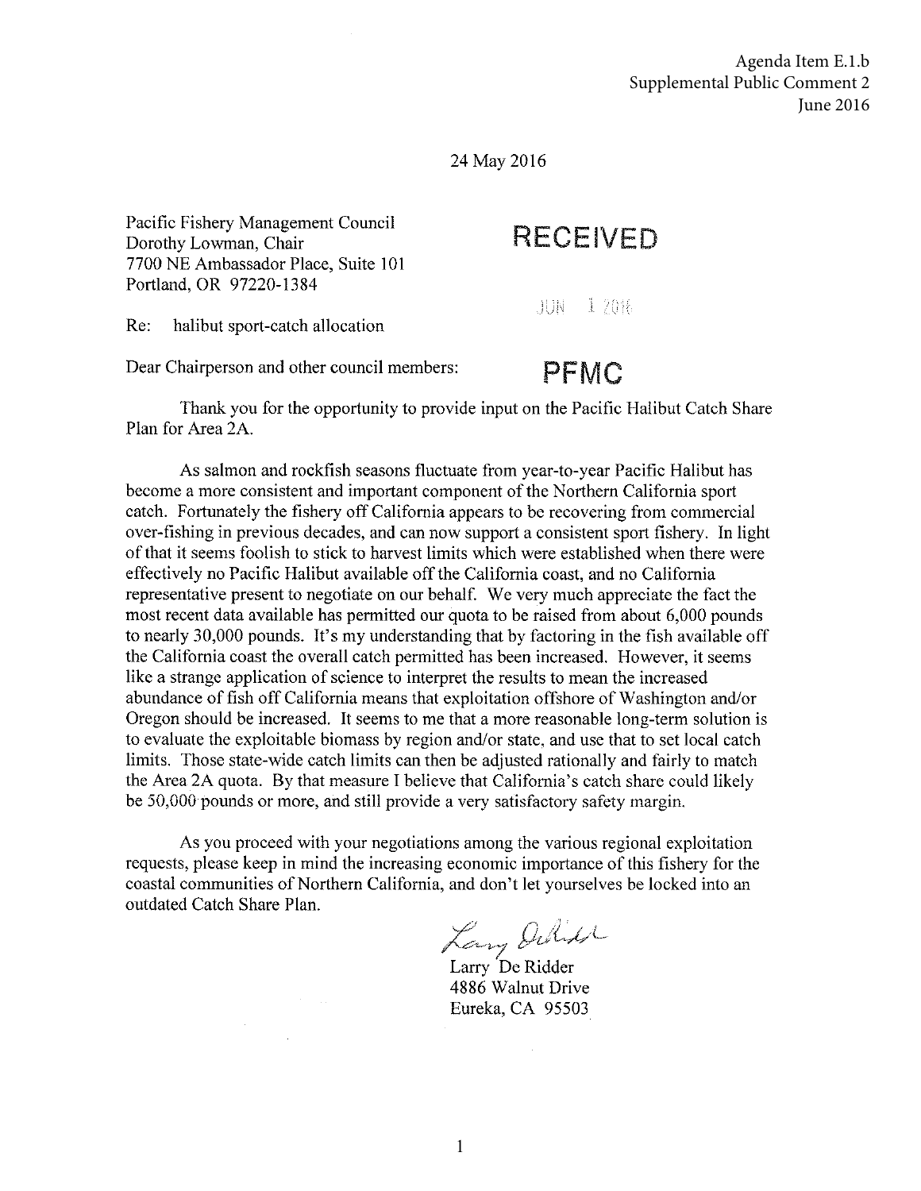Agenda Item E.1.b
Supplemental Public Comment 2
June 2016

24 May 2016

Pacific Fishery Management Council
Dorothy Lowman, Chair
7700 NE Ambassador Place, Suite 101
Portland, OR 97220-1384

RECEIVED

JUN 1 2016

PFMC

Re: halibut sport-catch allocation

Dear Chairperson and other council members:

Thank you for the opportunity to provide input on the Pacific Halibut Catch Share Plan for Area 2A.

As salmon and rockfish seasons fluctuate from year-to-year Pacific Halibut has become a more consistent and important component of the Northern California sport catch. Fortunately the fishery off California appears to be recovering from commercial over-fishing in previous decades, and can now support a consistent sport fishery. In light of that it seems foolish to stick to harvest limits which were established when there were effectively no Pacific Halibut available off the California coast, and no California representative present to negotiate on our behalf. We very much appreciate the fact the most recent data available has permitted our quota to be raised from about 6,000 pounds to nearly 30,000 pounds. It's my understanding that by factoring in the fish available off the California coast the overall catch permitted has been increased. However, it seems like a strange application of science to interpret the results to mean the increased abundance of fish off California means that exploitation offshore of Washington and/or Oregon should be increased. It seems to me that a more reasonable long-term solution is to evaluate the exploitable biomass by region and/or state, and use that to set local catch limits. Those state-wide catch limits can then be adjusted rationally and fairly to match the Area 2A quota. By that measure I believe that California's catch share could likely be 50,000 pounds or more, and still provide a very satisfactory safety margin.

As you proceed with your negotiations among the various regional exploitation requests, please keep in mind the increasing economic importance of this fishery for the coastal communities of Northern California, and don't let yourselves be locked into an outdated Catch Share Plan.

Larry De Ridder
4886 Walnut Drive
Eureka, CA 95503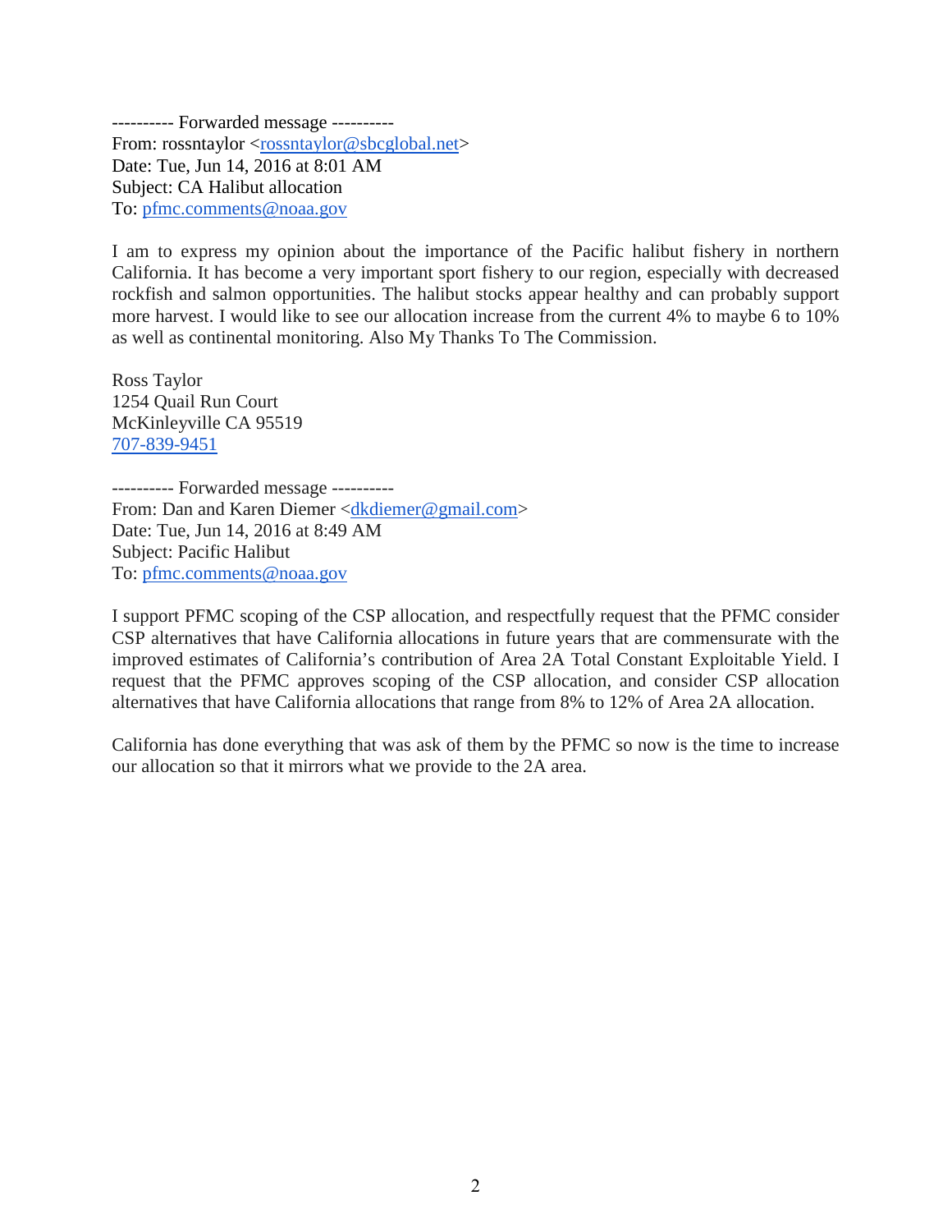---------- Forwarded message ----------
From: rossntaylor <rossntaylor@sbcglobal.net>
Date: Tue, Jun 14, 2016 at 8:01 AM
Subject: CA Halibut allocation
To: pfmc.comments@noaa.gov

I am to express my opinion about the importance of the Pacific halibut fishery in northern California. It has become a very important sport fishery to our region, especially with decreased rockfish and salmon opportunities. The halibut stocks appear healthy and can probably support more harvest. I would like to see our allocation increase from the current 4% to maybe 6 to 10% as well as continental monitoring. Also My Thanks To The Commission.

Ross Taylor
1254 Quail Run Court
McKinleyville CA 95519
707-839-9451

---------- Forwarded message ----------
From: Dan and Karen Diemer <dkdiemer@gmail.com>
Date: Tue, Jun 14, 2016 at 8:49 AM
Subject: Pacific Halibut
To: pfmc.comments@noaa.gov

I support PFMC scoping of the CSP allocation, and respectfully request that the PFMC consider CSP alternatives that have California allocations in future years that are commensurate with the improved estimates of California's contribution of Area 2A Total Constant Exploitable Yield. I request that the PFMC approves scoping of the CSP allocation, and consider CSP allocation alternatives that have California allocations that range from 8% to 12% of Area 2A allocation.

California has done everything that was ask of them by the PFMC so now is the time to increase our allocation so that it mirrors what we provide to the 2A area.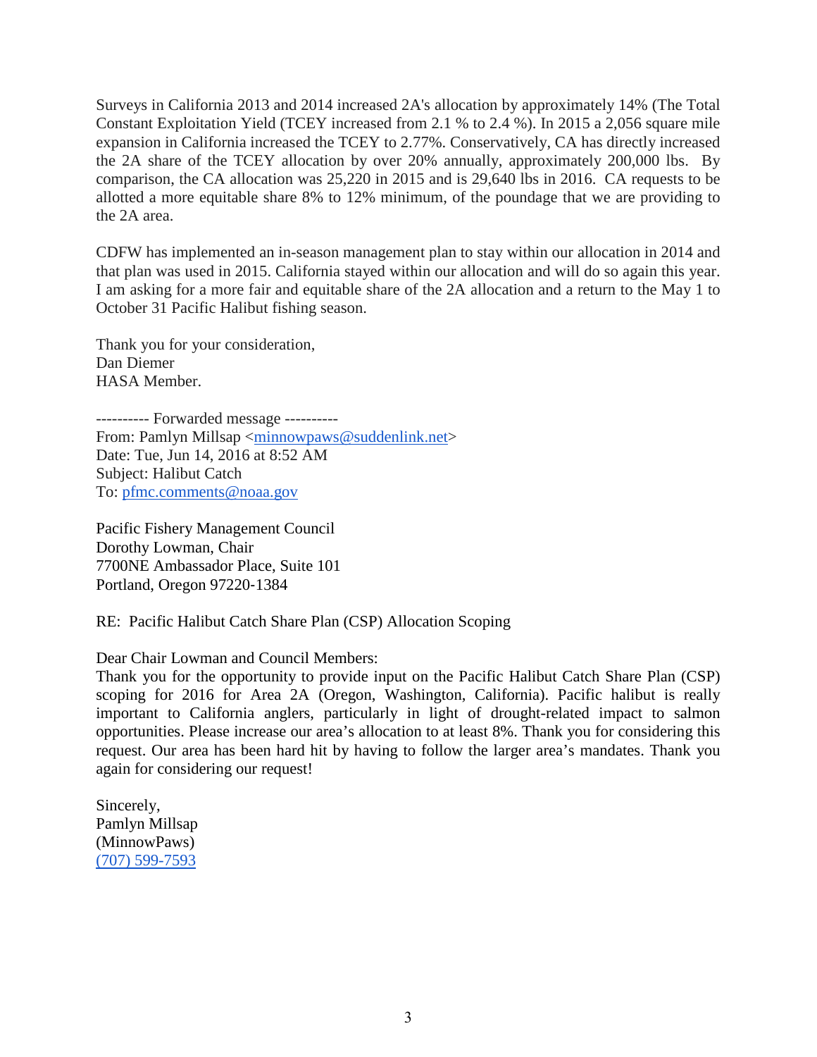Surveys in California 2013 and 2014 increased 2A's allocation by approximately 14% (The Total Constant Exploitation Yield (TCEY increased from 2.1 % to 2.4 %). In 2015 a 2,056 square mile expansion in California increased the TCEY to 2.77%. Conservatively, CA has directly increased the 2A share of the TCEY allocation by over 20% annually, approximately 200,000 lbs. By comparison, the CA allocation was 25,220 in 2015 and is 29,640 lbs in 2016. CA requests to be allotted a more equitable share 8% to 12% minimum, of the poundage that we are providing to the 2A area.

CDFW has implemented an in-season management plan to stay within our allocation in 2014 and that plan was used in 2015. California stayed within our allocation and will do so again this year. I am asking for a more fair and equitable share of the 2A allocation and a return to the May 1 to October 31 Pacific Halibut fishing season.

Thank you for your consideration,
Dan Diemer
HASA Member.

---------- Forwarded message ----------
From: Pamlyn Millsap <minnowpaws@suddenlink.net>
Date: Tue, Jun 14, 2016 at 8:52 AM
Subject: Halibut Catch
To: pfmc.comments@noaa.gov

Pacific Fishery Management Council
Dorothy Lowman, Chair
7700NE Ambassador Place, Suite 101
Portland, Oregon 97220-1384

RE: Pacific Halibut Catch Share Plan (CSP) Allocation Scoping

Dear Chair Lowman and Council Members:
Thank you for the opportunity to provide input on the Pacific Halibut Catch Share Plan (CSP) scoping for 2016 for Area 2A (Oregon, Washington, California). Pacific halibut is really important to California anglers, particularly in light of drought-related impact to salmon opportunities. Please increase our area's allocation to at least 8%. Thank you for considering this request. Our area has been hard hit by having to follow the larger area's mandates. Thank you again for considering our request!

Sincerely,
Pamlyn Millsap
(MinnowPaws)
(707) 599-7593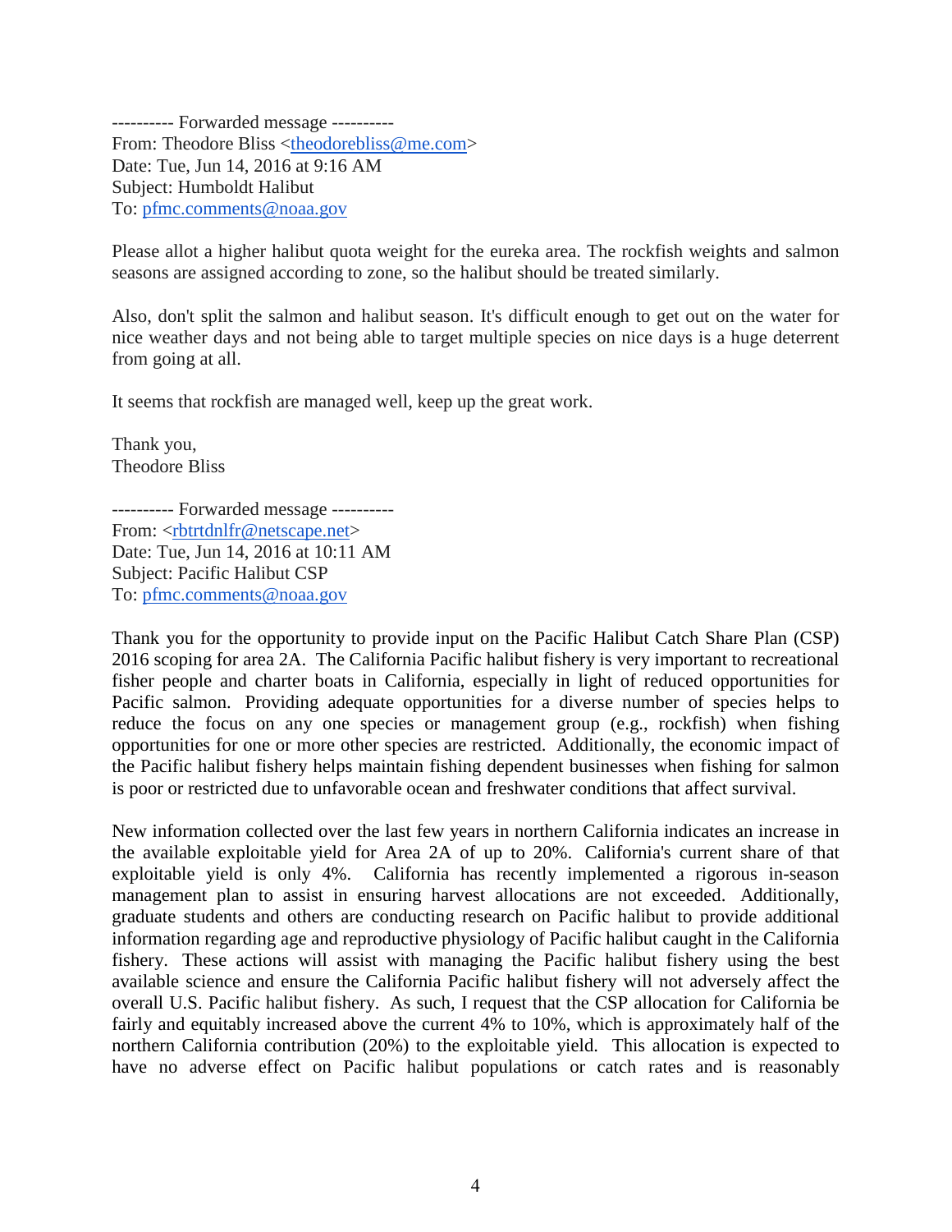---------- Forwarded message ----------
From: Theodore Bliss <theodorebliss@me.com>
Date: Tue, Jun 14, 2016 at 9:16 AM
Subject: Humboldt Halibut
To: pfmc.comments@noaa.gov

Please allot a higher halibut quota weight for the eureka area. The rockfish weights and salmon seasons are assigned according to zone, so the halibut should be treated similarly.

Also, don't split the salmon and halibut season. It's difficult enough to get out on the water for nice weather days and not being able to target multiple species on nice days is a huge deterrent from going at all.

It seems that rockfish are managed well, keep up the great work.

Thank you,
Theodore Bliss

---------- Forwarded message ----------
From: <rbtrtdnlfr@netscape.net>
Date: Tue, Jun 14, 2016 at 10:11 AM
Subject: Pacific Halibut CSP
To: pfmc.comments@noaa.gov

Thank you for the opportunity to provide input on the Pacific Halibut Catch Share Plan (CSP) 2016 scoping for area 2A. The California Pacific halibut fishery is very important to recreational fisher people and charter boats in California, especially in light of reduced opportunities for Pacific salmon. Providing adequate opportunities for a diverse number of species helps to reduce the focus on any one species or management group (e.g., rockfish) when fishing opportunities for one or more other species are restricted. Additionally, the economic impact of the Pacific halibut fishery helps maintain fishing dependent businesses when fishing for salmon is poor or restricted due to unfavorable ocean and freshwater conditions that affect survival.

New information collected over the last few years in northern California indicates an increase in the available exploitable yield for Area 2A of up to 20%. California's current share of that exploitable yield is only 4%. California has recently implemented a rigorous in-season management plan to assist in ensuring harvest allocations are not exceeded. Additionally, graduate students and others are conducting research on Pacific halibut to provide additional information regarding age and reproductive physiology of Pacific halibut caught in the California fishery. These actions will assist with managing the Pacific halibut fishery using the best available science and ensure the California Pacific halibut fishery will not adversely affect the overall U.S. Pacific halibut fishery. As such, I request that the CSP allocation for California be fairly and equitably increased above the current 4% to 10%, which is approximately half of the northern California contribution (20%) to the exploitable yield. This allocation is expected to have no adverse effect on Pacific halibut populations or catch rates and is reasonably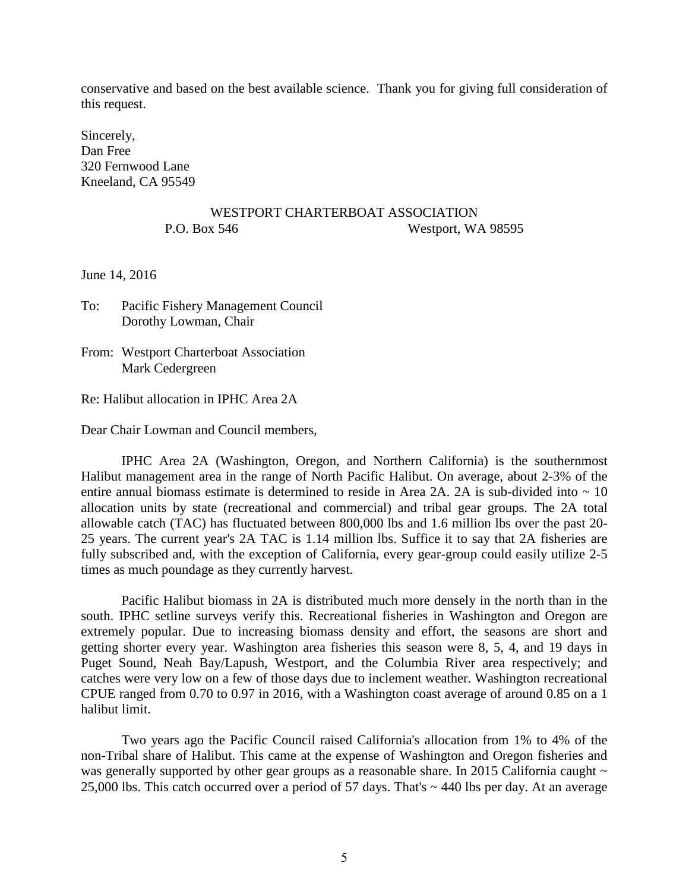conservative and based on the best available science. Thank you for giving full consideration of this request.

Sincerely,
Dan Free
320 Fernwood Lane
Kneeland, CA 95549

WESTPORT CHARTERBOAT ASSOCIATION
P.O. Box 546 Westport, WA 98595

June 14, 2016

To: Pacific Fishery Management Council
Dorothy Lowman, Chair

From: Westport Charterboat Association
Mark Cedergreen

Re: Halibut allocation in IPHC Area 2A

Dear Chair Lowman and Council members,

IPHC Area 2A (Washington, Oregon, and Northern California) is the southernmost Halibut management area in the range of North Pacific Halibut. On average, about 2-3% of the entire annual biomass estimate is determined to reside in Area 2A. 2A is sub-divided into ~ 10 allocation units by state (recreational and commercial) and tribal gear groups. The 2A total allowable catch (TAC) has fluctuated between 800,000 lbs and 1.6 million lbs over the past 20-25 years. The current year's 2A TAC is 1.14 million lbs. Suffice it to say that 2A fisheries are fully subscribed and, with the exception of California, every gear-group could easily utilize 2-5 times as much poundage as they currently harvest.

Pacific Halibut biomass in 2A is distributed much more densely in the north than in the south. IPHC setline surveys verify this. Recreational fisheries in Washington and Oregon are extremely popular. Due to increasing biomass density and effort, the seasons are short and getting shorter every year. Washington area fisheries this season were 8, 5, 4, and 19 days in Puget Sound, Neah Bay/Lapush, Westport, and the Columbia River area respectively; and catches were very low on a few of those days due to inclement weather. Washington recreational CPUE ranged from 0.70 to 0.97 in 2016, with a Washington coast average of around 0.85 on a 1 halibut limit.

Two years ago the Pacific Council raised California's allocation from 1% to 4% of the non-Tribal share of Halibut. This came at the expense of Washington and Oregon fisheries and was generally supported by other gear groups as a reasonable share. In 2015 California caught ~ 25,000 lbs. This catch occurred over a period of 57 days. That's ~ 440 lbs per day. At an average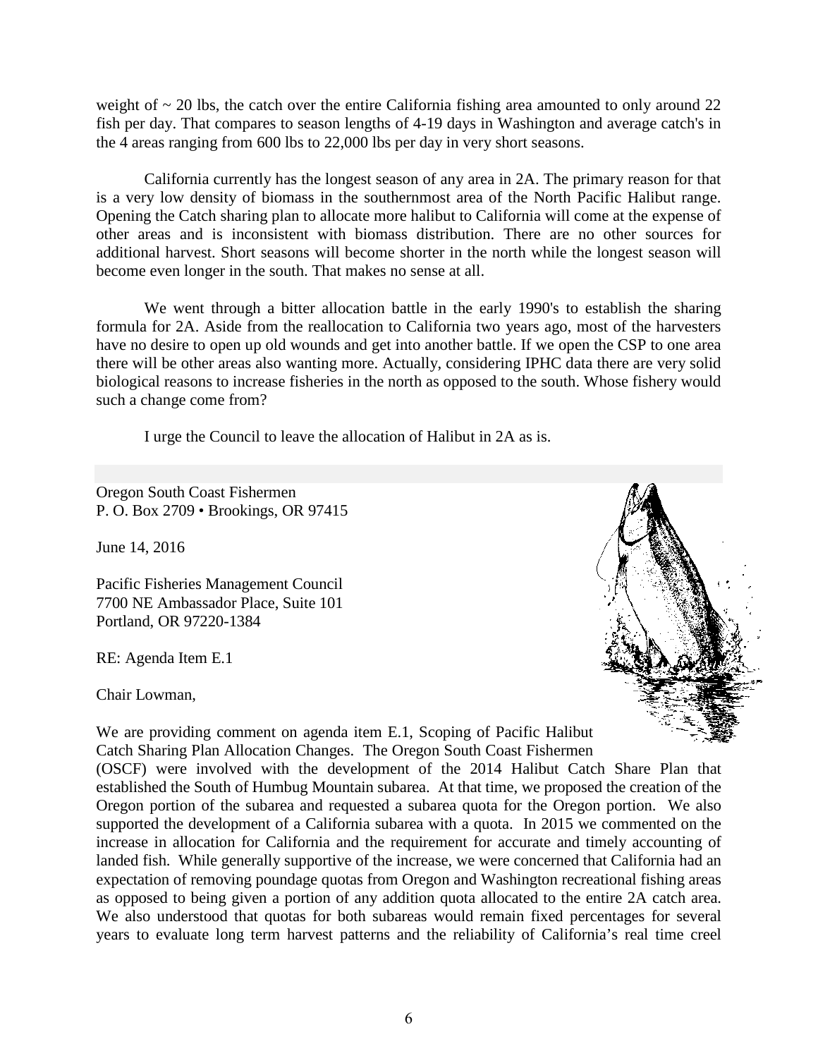weight of ~ 20 lbs, the catch over the entire California fishing area amounted to only around 22 fish per day. That compares to season lengths of 4-19 days in Washington and average catch's in the 4 areas ranging from 600 lbs to 22,000 lbs per day in very short seasons.

California currently has the longest season of any area in 2A. The primary reason for that is a very low density of biomass in the southernmost area of the North Pacific Halibut range. Opening the Catch sharing plan to allocate more halibut to California will come at the expense of other areas and is inconsistent with biomass distribution. There are no other sources for additional harvest. Short seasons will become shorter in the north while the longest season will become even longer in the south. That makes no sense at all.

We went through a bitter allocation battle in the early 1990's to establish the sharing formula for 2A. Aside from the reallocation to California two years ago, most of the harvesters have no desire to open up old wounds and get into another battle. If we open the CSP to one area there will be other areas also wanting more. Actually, considering IPHC data there are very solid biological reasons to increase fisheries in the north as opposed to the south. Whose fishery would such a change come from?

I urge the Council to leave the allocation of Halibut in 2A as is.

---

Oregon South Coast Fishermen
P. O. Box 2709 • Brookings, OR 97415

June 14, 2016

Pacific Fisheries Management Council
7700 NE Ambassador Place, Suite 101
Portland, OR 97220-1384

RE: Agenda Item E.1

Chair Lowman,

We are providing comment on agenda item E.1, Scoping of Pacific Halibut Catch Sharing Plan Allocation Changes. The Oregon South Coast Fishermen (OSCF) were involved with the development of the 2014 Halibut Catch Share Plan that established the South of Humbug Mountain subarea. At that time, we proposed the creation of the Oregon portion of the subarea and requested a subarea quota for the Oregon portion. We also supported the development of a California subarea with a quota. In 2015 we commented on the increase in allocation for California and the requirement for accurate and timely accounting of landed fish. While generally supportive of the increase, we were concerned that California had an expectation of removing poundage quotas from Oregon and Washington recreational fishing areas as opposed to being given a portion of any addition quota allocated to the entire 2A catch area. We also understood that quotas for both subareas would remain fixed percentages for several years to evaluate long term harvest patterns and the reliability of California's real time creel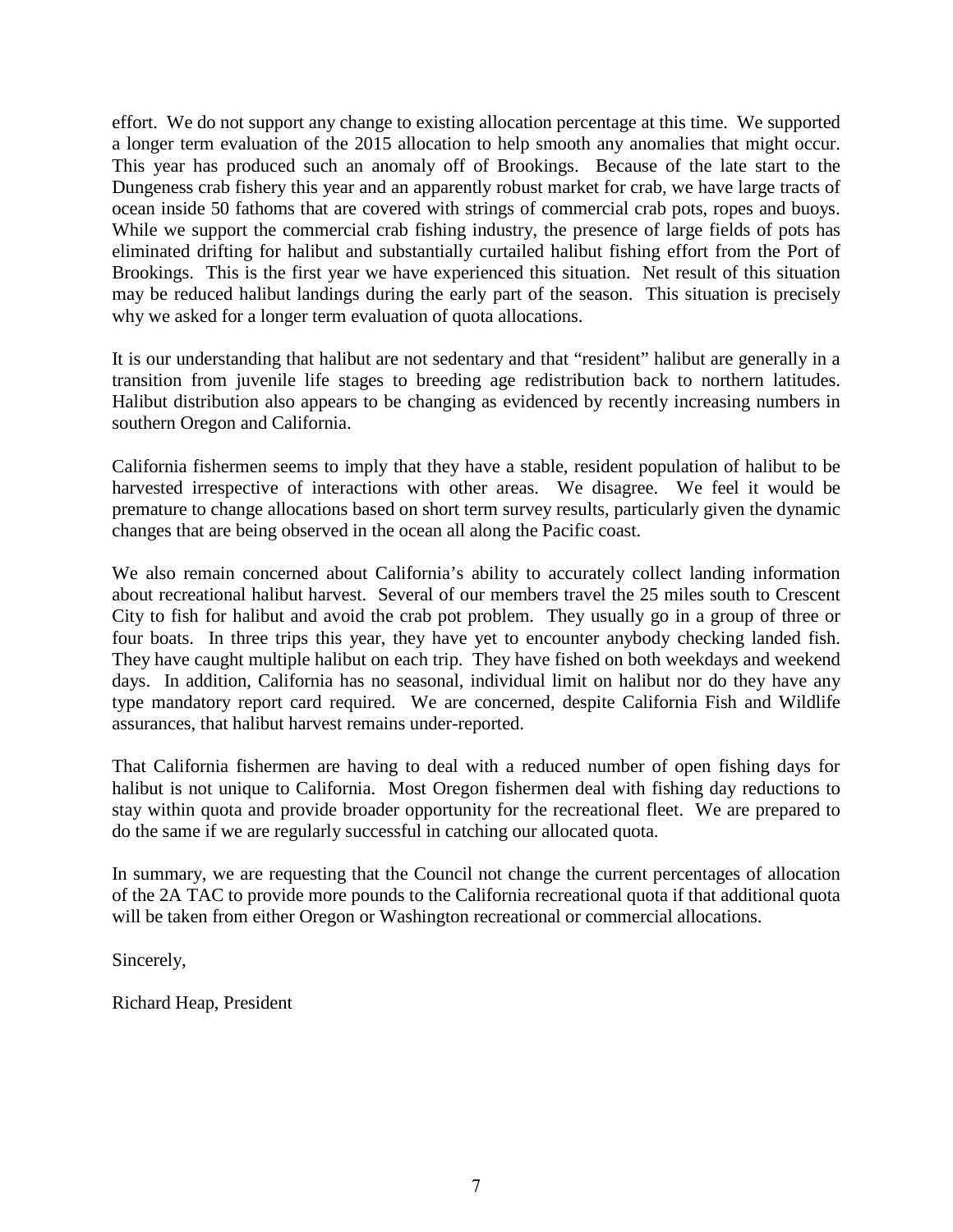effort. We do not support any change to existing allocation percentage at this time. We supported a longer term evaluation of the 2015 allocation to help smooth any anomalies that might occur. This year has produced such an anomaly off of Brookings. Because of the late start to the Dungeness crab fishery this year and an apparently robust market for crab, we have large tracts of ocean inside 50 fathoms that are covered with strings of commercial crab pots, ropes and buoys. While we support the commercial crab fishing industry, the presence of large fields of pots has eliminated drifting for halibut and substantially curtailed halibut fishing effort from the Port of Brookings. This is the first year we have experienced this situation. Net result of this situation may be reduced halibut landings during the early part of the season. This situation is precisely why we asked for a longer term evaluation of quota allocations.

It is our understanding that halibut are not sedentary and that "resident" halibut are generally in a transition from juvenile life stages to breeding age redistribution back to northern latitudes. Halibut distribution also appears to be changing as evidenced by recently increasing numbers in southern Oregon and California.

California fishermen seems to imply that they have a stable, resident population of halibut to be harvested irrespective of interactions with other areas. We disagree. We feel it would be premature to change allocations based on short term survey results, particularly given the dynamic changes that are being observed in the ocean all along the Pacific coast.

We also remain concerned about California's ability to accurately collect landing information about recreational halibut harvest. Several of our members travel the 25 miles south to Crescent City to fish for halibut and avoid the crab pot problem. They usually go in a group of three or four boats. In three trips this year, they have yet to encounter anybody checking landed fish. They have caught multiple halibut on each trip. They have fished on both weekdays and weekend days. In addition, California has no seasonal, individual limit on halibut nor do they have any type mandatory report card required. We are concerned, despite California Fish and Wildlife assurances, that halibut harvest remains under-reported.

That California fishermen are having to deal with a reduced number of open fishing days for halibut is not unique to California. Most Oregon fishermen deal with fishing day reductions to stay within quota and provide broader opportunity for the recreational fleet. We are prepared to do the same if we are regularly successful in catching our allocated quota.

In summary, we are requesting that the Council not change the current percentages of allocation of the 2A TAC to provide more pounds to the California recreational quota if that additional quota will be taken from either Oregon or Washington recreational or commercial allocations.

Sincerely,

Richard Heap, President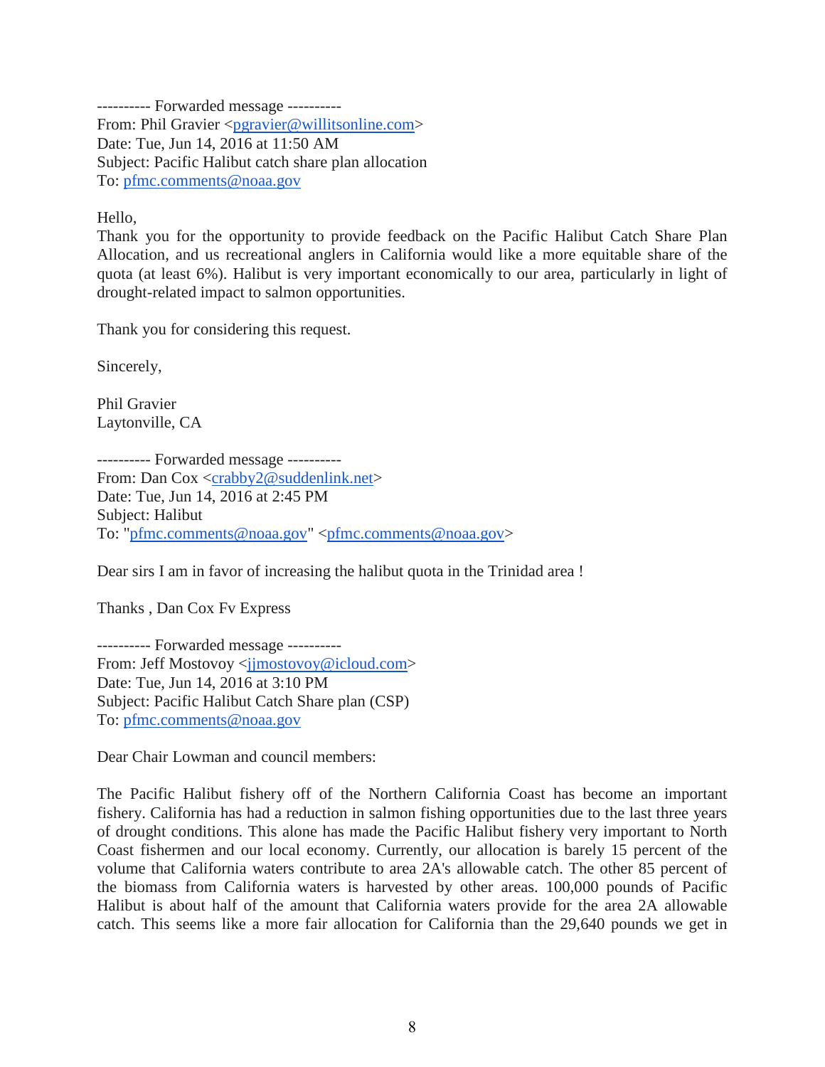---------- Forwarded message ----------
From: Phil Gravier <pgravier@willitsonline.com>
Date: Tue, Jun 14, 2016 at 11:50 AM
Subject: Pacific Halibut catch share plan allocation
To: pfmc.comments@noaa.gov

Hello,
Thank you for the opportunity to provide feedback on the Pacific Halibut Catch Share Plan Allocation, and us recreational anglers in California would like a more equitable share of the quota (at least 6%). Halibut is very important economically to our area, particularly in light of drought-related impact to salmon opportunities.

Thank you for considering this request.

Sincerely,

Phil Gravier
Laytonville, CA

---------- Forwarded message ----------
From: Dan Cox <crabby2@suddenlink.net>
Date: Tue, Jun 14, 2016 at 2:45 PM
Subject: Halibut
To: "pfmc.comments@noaa.gov" <pfmc.comments@noaa.gov>

Dear sirs I am in favor of increasing the halibut quota in the Trinidad area !

Thanks , Dan Cox Fv Express

---------- Forwarded message ----------
From: Jeff Mostovoy <jjmostovoy@icloud.com>
Date: Tue, Jun 14, 2016 at 3:10 PM
Subject: Pacific Halibut Catch Share plan (CSP)
To: pfmc.comments@noaa.gov

Dear Chair Lowman and council members:

The Pacific Halibut fishery off of the Northern California Coast has become an important fishery. California has had a reduction in salmon fishing opportunities due to the last three years of drought conditions. This alone has made the Pacific Halibut fishery very important to North Coast fishermen and our local economy. Currently, our allocation is barely 15 percent of the volume that California waters contribute to area 2A's allowable catch. The other 85 percent of the biomass from California waters is harvested by other areas. 100,000 pounds of Pacific Halibut is about half of the amount that California waters provide for the area 2A allowable catch. This seems like a more fair allocation for California than the 29,640 pounds we get in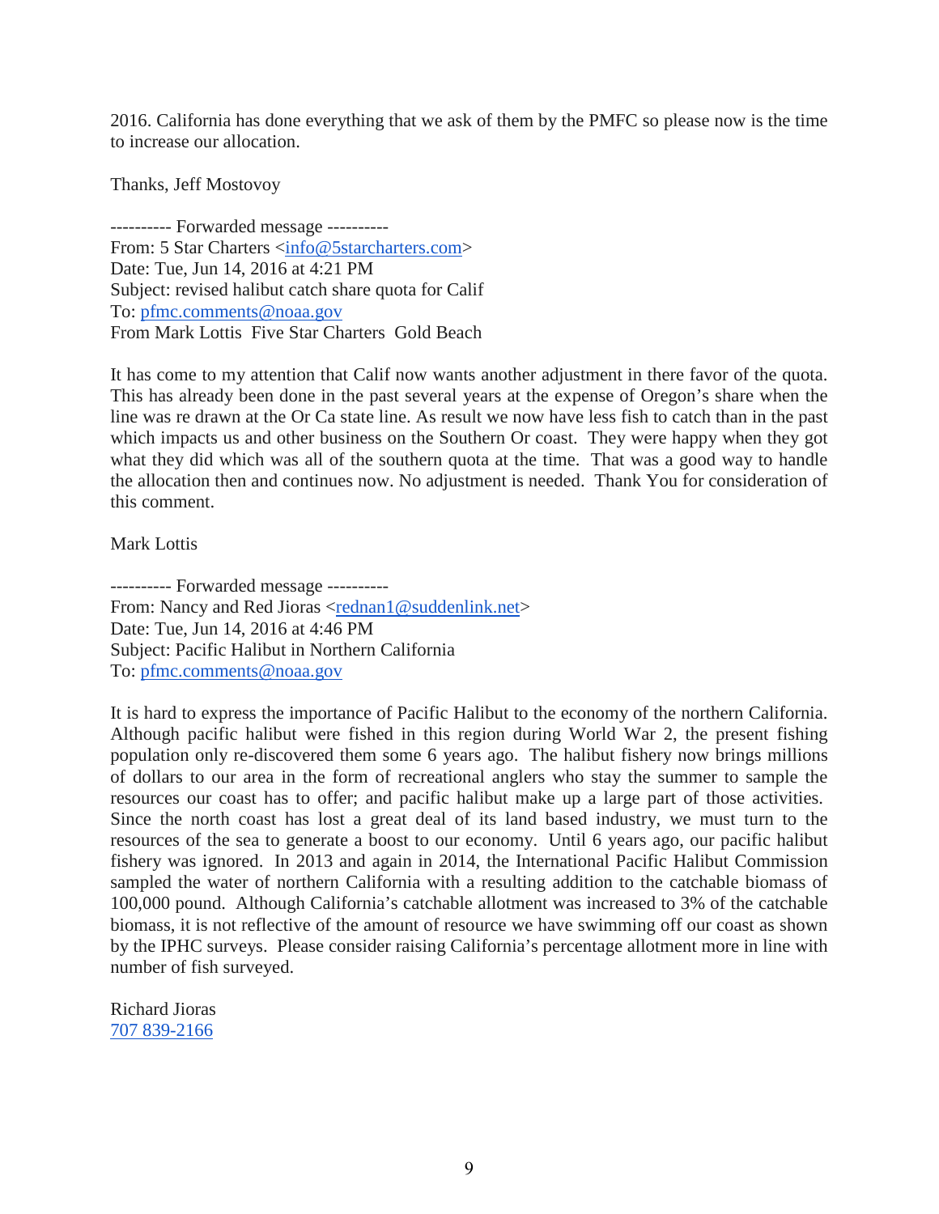2016. California has done everything that we ask of them by the PMFC so please now is the time to increase our allocation.

Thanks, Jeff Mostovoy

---------- Forwarded message ----------
From: 5 Star Charters <info@5starcharters.com>
Date: Tue, Jun 14, 2016 at 4:21 PM
Subject: revised halibut catch share quota for Calif
To: pfmc.comments@noaa.gov
From Mark Lottis Five Star Charters Gold Beach

It has come to my attention that Calif now wants another adjustment in there favor of the quota. This has already been done in the past several years at the expense of Oregon's share when the line was re drawn at the Or Ca state line. As result we now have less fish to catch than in the past which impacts us and other business on the Southern Or coast. They were happy when they got what they did which was all of the southern quota at the time. That was a good way to handle the allocation then and continues now. No adjustment is needed. Thank You for consideration of this comment.

Mark Lottis

---------- Forwarded message ----------
From: Nancy and Red Jioras <rednan1@suddenlink.net>
Date: Tue, Jun 14, 2016 at 4:46 PM
Subject: Pacific Halibut in Northern California
To: pfmc.comments@noaa.gov

It is hard to express the importance of Pacific Halibut to the economy of the northern California. Although pacific halibut were fished in this region during World War 2, the present fishing population only re-discovered them some 6 years ago. The halibut fishery now brings millions of dollars to our area in the form of recreational anglers who stay the summer to sample the resources our coast has to offer; and pacific halibut make up a large part of those activities. Since the north coast has lost a great deal of its land based industry, we must turn to the resources of the sea to generate a boost to our economy. Until 6 years ago, our pacific halibut fishery was ignored. In 2013 and again in 2014, the International Pacific Halibut Commission sampled the water of northern California with a resulting addition to the catchable biomass of 100,000 pound. Although California's catchable allotment was increased to 3% of the catchable biomass, it is not reflective of the amount of resource we have swimming off our coast as shown by the IPHC surveys. Please consider raising California's percentage allotment more in line with number of fish surveyed.

Richard Jioras
707 839-2166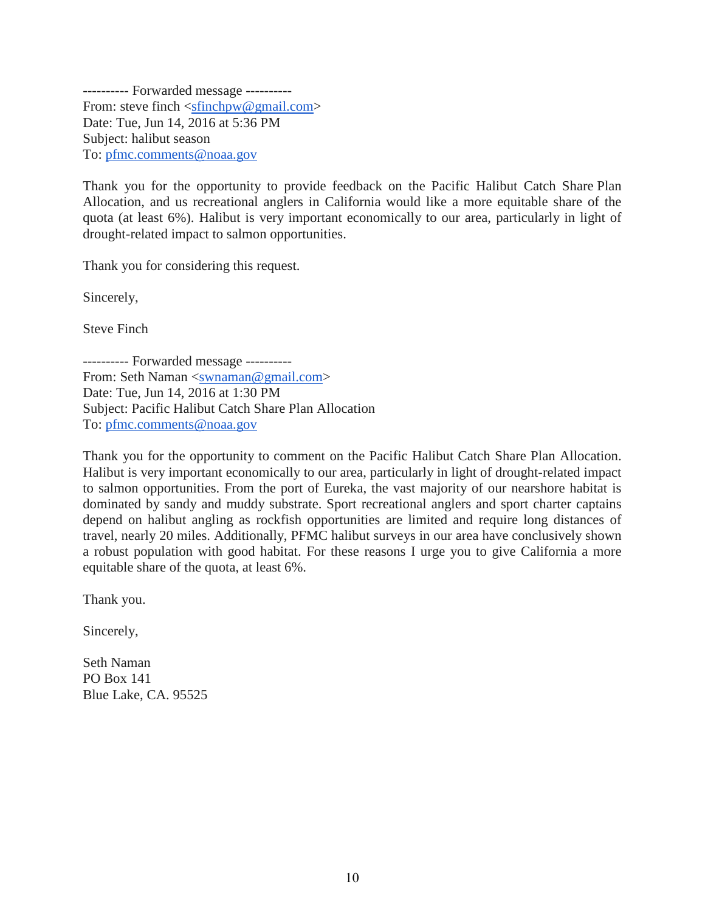---------- Forwarded message ----------
From: steve finch <sfinchpw@gmail.com>
Date: Tue, Jun 14, 2016 at 5:36 PM
Subject: halibut season
To: pfmc.comments@noaa.gov

Thank you for the opportunity to provide feedback on the Pacific Halibut Catch Share Plan Allocation, and us recreational anglers in California would like a more equitable share of the quota (at least 6%). Halibut is very important economically to our area, particularly in light of drought-related impact to salmon opportunities.

Thank you for considering this request.

Sincerely,

Steve Finch

---------- Forwarded message ----------
From: Seth Naman <swnaman@gmail.com>
Date: Tue, Jun 14, 2016 at 1:30 PM
Subject: Pacific Halibut Catch Share Plan Allocation
To: pfmc.comments@noaa.gov

Thank you for the opportunity to comment on the Pacific Halibut Catch Share Plan Allocation. Halibut is very important economically to our area, particularly in light of drought-related impact to salmon opportunities. From the port of Eureka, the vast majority of our nearshore habitat is dominated by sandy and muddy substrate. Sport recreational anglers and sport charter captains depend on halibut angling as rockfish opportunities are limited and require long distances of travel, nearly 20 miles. Additionally, PFMC halibut surveys in our area have conclusively shown a robust population with good habitat. For these reasons I urge you to give California a more equitable share of the quota, at least 6%.

Thank you.

Sincerely,

Seth Naman
PO Box 141
Blue Lake, CA. 95525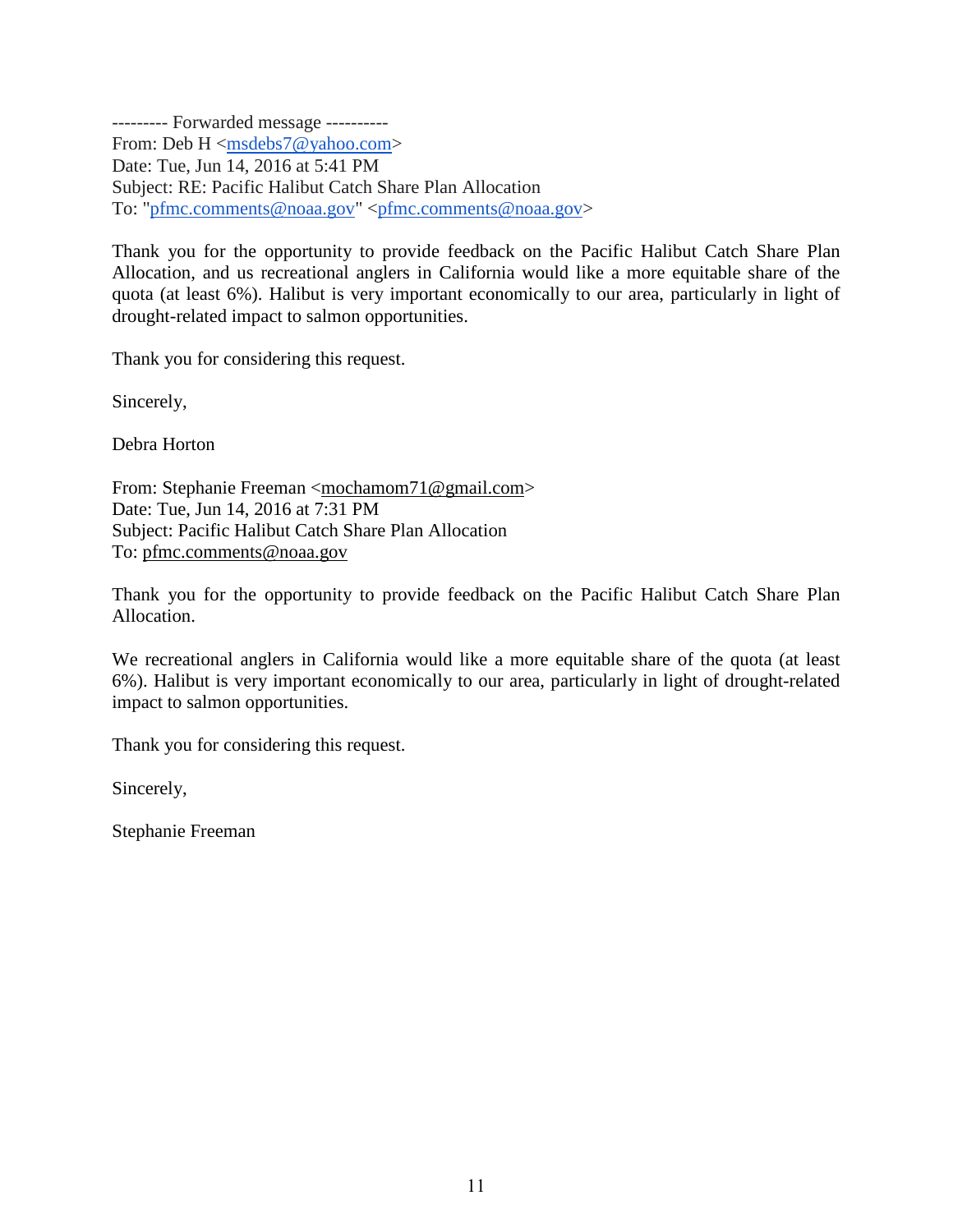--------- Forwarded message ----------
From: Deb H <msdebs7@yahoo.com>
Date: Tue, Jun 14, 2016 at 5:41 PM
Subject: RE: Pacific Halibut Catch Share Plan Allocation
To: "pfmc.comments@noaa.gov" <pfmc.comments@noaa.gov>

Thank you for the opportunity to provide feedback on the Pacific Halibut Catch Share Plan Allocation, and us recreational anglers in California would like a more equitable share of the quota (at least 6%). Halibut is very important economically to our area, particularly in light of drought-related impact to salmon opportunities.

Thank you for considering this request.

Sincerely,

Debra Horton

From: Stephanie Freeman <mochamom71@gmail.com>
Date: Tue, Jun 14, 2016 at 7:31 PM
Subject: Pacific Halibut Catch Share Plan Allocation
To: pfmc.comments@noaa.gov

Thank you for the opportunity to provide feedback on the Pacific Halibut Catch Share Plan Allocation.

We recreational anglers in California would like a more equitable share of the quota (at least 6%). Halibut is very important economically to our area, particularly in light of drought-related impact to salmon opportunities.

Thank you for considering this request.

Sincerely,

Stephanie Freeman